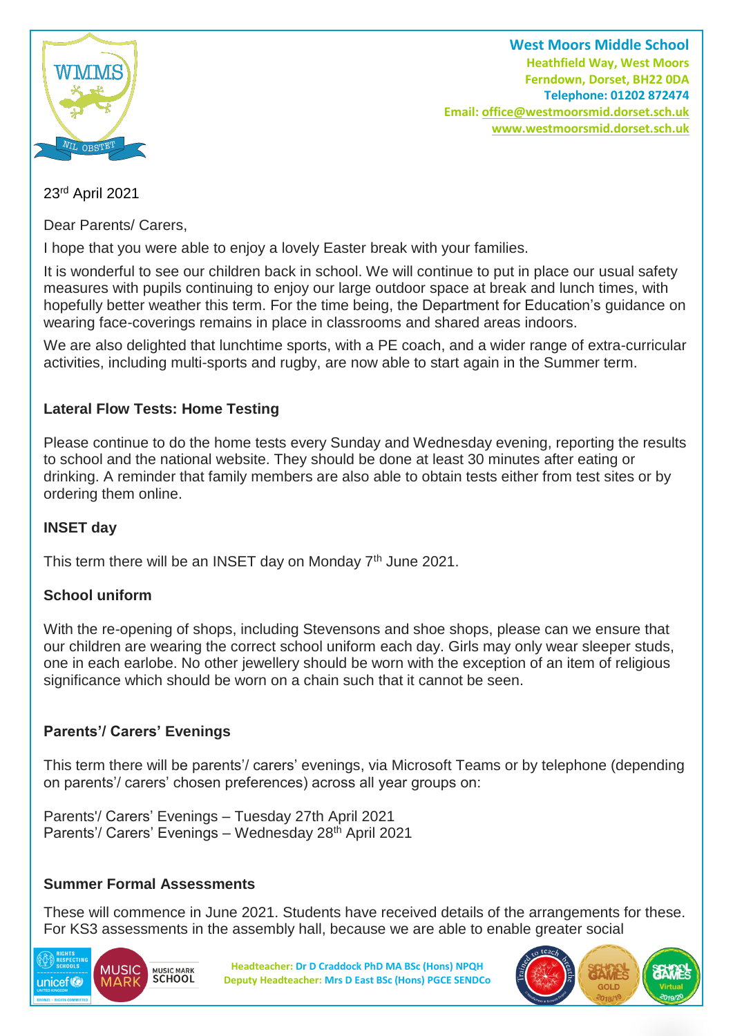**West Moors Middle School**
**Heathfield Way, West Moors**
**Ferndown, Dorset, BH22 0DA**
**Telephone: 01202 872474**
**Email: office@westmoorsmid.dorset.sch.uk**
**www.westmoorsmid.dorset.sch.uk**

23rd April 2021

Dear Parents/ Carers,

I hope that you were able to enjoy a lovely Easter break with your families.

It is wonderful to see our children back in school. We will continue to put in place our usual safety measures with pupils continuing to enjoy our large outdoor space at break and lunch times, with hopefully better weather this term. For the time being, the Department for Education's guidance on wearing face-coverings remains in place in classrooms and shared areas indoors.

We are also delighted that lunchtime sports, with a PE coach, and a wider range of extra-curricular activities, including multi-sports and rugby, are now able to start again in the Summer term.

**Lateral Flow Tests: Home Testing**

Please continue to do the home tests every Sunday and Wednesday evening, reporting the results to school and the national website. They should be done at least 30 minutes after eating or drinking. A reminder that family members are also able to obtain tests either from test sites or by ordering them online.

**INSET day**

This term there will be an INSET day on Monday 7th June 2021.

**School uniform**

With the re-opening of shops, including Stevensons and shoe shops, please can we ensure that our children are wearing the correct school uniform each day. Girls may only wear sleeper studs, one in each earlobe. No other jewellery should be worn with the exception of an item of religious significance which should be worn on a chain such that it cannot be seen.

**Parents'/ Carers' Evenings**

This term there will be parents'/ carers' evenings, via Microsoft Teams or by telephone (depending on parents'/ carers' chosen preferences) across all year groups on:

Parents'/ Carers' Evenings – Tuesday 27th April 2021
Parents'/ Carers' Evenings – Wednesday 28th April 2021

**Summer Formal Assessments**

These will commence in June 2021. Students have received details of the arrangements for these. For KS3 assessments in the assembly hall, because we are able to enable greater social

**Headteacher:** Dr D Craddock PhD MA BSc (Hons) NPQH
**Deputy Headteacher:** Mrs D East BSc (Hons) PGCE SENDCo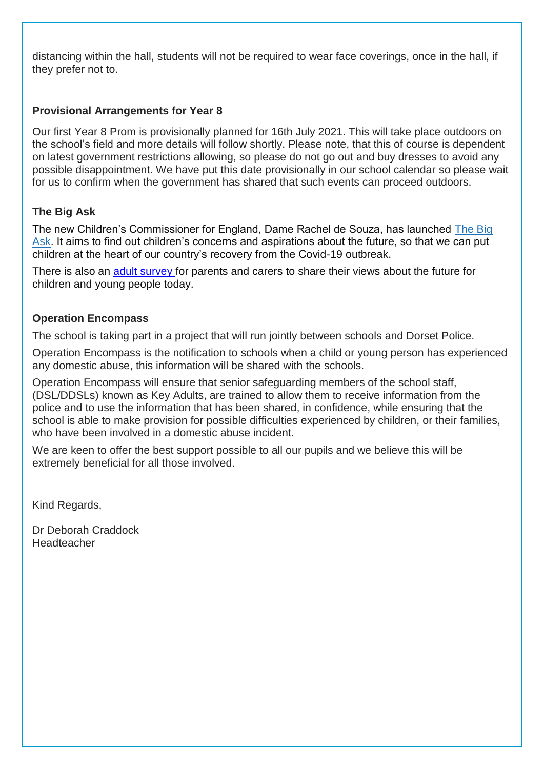distancing within the hall, students will not be required to wear face coverings, once in the hall, if they prefer not to.

**Provisional Arrangements for Year 8**

Our first Year 8 Prom is provisionally planned for 16th July 2021. This will take place outdoors on the school's field and more details will follow shortly. Please note, that this of course is dependent on latest government restrictions allowing, so please do not go out and buy dresses to avoid any possible disappointment. We have put this date provisionally in our school calendar so please wait for us to confirm when the government has shared that such events can proceed outdoors.

**The Big Ask**

The new Children's Commissioner for England, Dame Rachel de Souza, has launched The Big Ask. It aims to find out children's concerns and aspirations about the future, so that we can put children at the heart of our country's recovery from the Covid-19 outbreak.

There is also an adult survey for parents and carers to share their views about the future for children and young people today.

**Operation Encompass**

The school is taking part in a project that will run jointly between schools and Dorset Police.

Operation Encompass is the notification to schools when a child or young person has experienced any domestic abuse, this information will be shared with the schools.

Operation Encompass will ensure that senior safeguarding members of the school staff, (DSL/DDSLs) known as Key Adults, are trained to allow them to receive information from the police and to use the information that has been shared, in confidence, while ensuring that the school is able to make provision for possible difficulties experienced by children, or their families, who have been involved in a domestic abuse incident.

We are keen to offer the best support possible to all our pupils and we believe this will be extremely beneficial for all those involved.

Kind Regards,

Dr Deborah Craddock
Headteacher